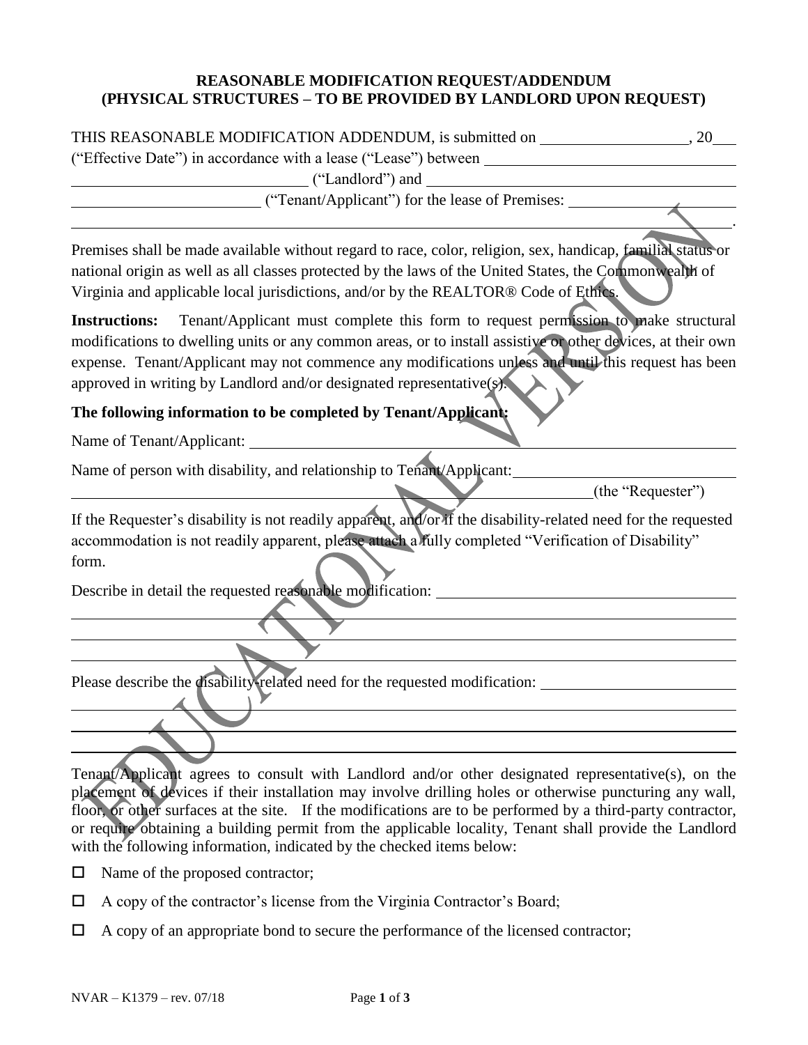**REASONABLE MODIFICATION REQUEST/ADDENDUM**
**(PHYSICAL STRUCTURES – TO BE PROVIDED BY LANDLORD UPON REQUEST)**

THIS REASONABLE MODIFICATION ADDENDUM, is submitted on ___________________, 20___ ("Effective Date") in accordance with a lease ("Lease") between ________________________________ ________________________________ ("Landlord") and ________________________________ ________________________ ("Tenant/Applicant") for the lease of Premises: ______________________ ________________________________________________________________________________.

Premises shall be made available without regard to race, color, religion, sex, handicap, familial status or national origin as well as all classes protected by the laws of the United States, the Commonwealth of Virginia and applicable local jurisdictions, and/or by the REALTOR® Code of Ethics.

**Instructions:** Tenant/Applicant must complete this form to request permission to make structural modifications to dwelling units or any common areas, or to install assistive or other devices, at their own expense. Tenant/Applicant may not commence any modifications unless and until this request has been approved in writing by Landlord and/or designated representative(s).

**The following information to be completed by Tenant/Applicant:**

Name of Tenant/Applicant: ________________________________________________________________

Name of person with disability, and relationship to Tenant/Applicant: ____________________________ ________________________________________________________________________(the "Requester")

If the Requester's disability is not readily apparent, and/or if the disability-related need for the requested accommodation is not readily apparent, please attach a fully completed "Verification of Disability" form.

Describe in detail the requested reasonable modification: ______________________________________
________________________________________________________________________________
________________________________________________________________________________
________________________________________________________________________________

Please describe the disability-related need for the requested modification: _________________________
________________________________________________________________________________
________________________________________________________________________________
________________________________________________________________________________

Tenant/Applicant agrees to consult with Landlord and/or other designated representative(s), on the placement of devices if their installation may involve drilling holes or otherwise puncturing any wall, floor, or other surfaces at the site. If the modifications are to be performed by a third-party contractor, or require obtaining a building permit from the applicable locality, Tenant shall provide the Landlord with the following information, indicated by the checked items below:

- ☐ Name of the proposed contractor;
- ☐ A copy of the contractor's license from the Virginia Contractor's Board;
- ☐ A copy of an appropriate bond to secure the performance of the licensed contractor;

NVAR – K1379 – rev. 07/18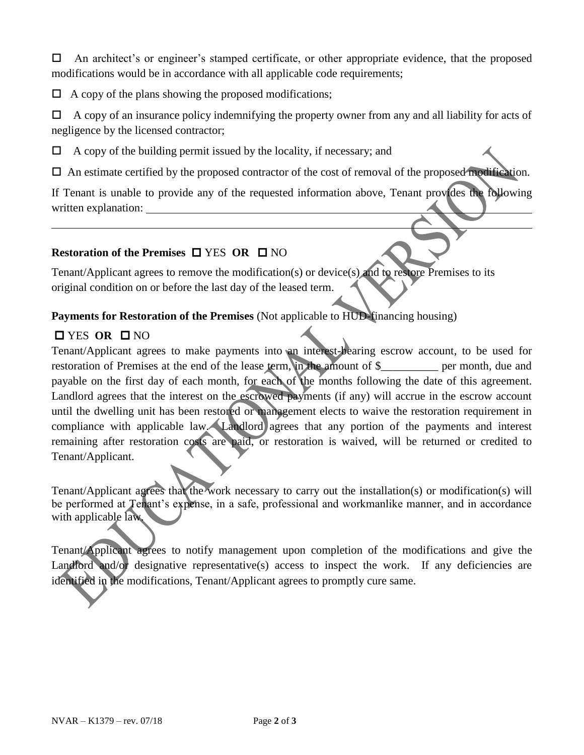☐ An architect's or engineer's stamped certificate, or other appropriate evidence, that the proposed modifications would be in accordance with all applicable code requirements;

☐ A copy of the plans showing the proposed modifications;

☐ A copy of an insurance policy indemnifying the property owner from any and all liability for acts of negligence by the licensed contractor;

☐ A copy of the building permit issued by the locality, if necessary; and

☐ An estimate certified by the proposed contractor of the cost of removal of the proposed modification.

If Tenant is unable to provide any of the requested information above, Tenant provides the following written explanation: ______________________________________________________________

______________________________________________________________________________

**Restoration of the Premises** ☐ YES **OR** ☐ NO

Tenant/Applicant agrees to remove the modification(s) or device(s) and to restore Premises to its original condition on or before the last day of the leased term.

**Payments for Restoration of the Premises** (Not applicable to HUD-financing housing)

☐ YES **OR** ☐ NO

Tenant/Applicant agrees to make payments into an interest-bearing escrow account, to be used for restoration of Premises at the end of the lease term, in the amount of $__________ per month, due and payable on the first day of each month, for each of the months following the date of this agreement. Landlord agrees that the interest on the escrowed payments (if any) will accrue in the escrow account until the dwelling unit has been restored or management elects to waive the restoration requirement in compliance with applicable law. Landlord agrees that any portion of the payments and interest remaining after restoration costs are paid, or restoration is waived, will be returned or credited to Tenant/Applicant.

Tenant/Applicant agrees that the work necessary to carry out the installation(s) or modification(s) will be performed at Tenant's expense, in a safe, professional and workmanlike manner, and in accordance with applicable law.

Tenant/Applicant agrees to notify management upon completion of the modifications and give the Landlord and/or designative representative(s) access to inspect the work. If any deficiencies are identified in the modifications, Tenant/Applicant agrees to promptly cure same.

NVAR – K1379 – rev. 07/18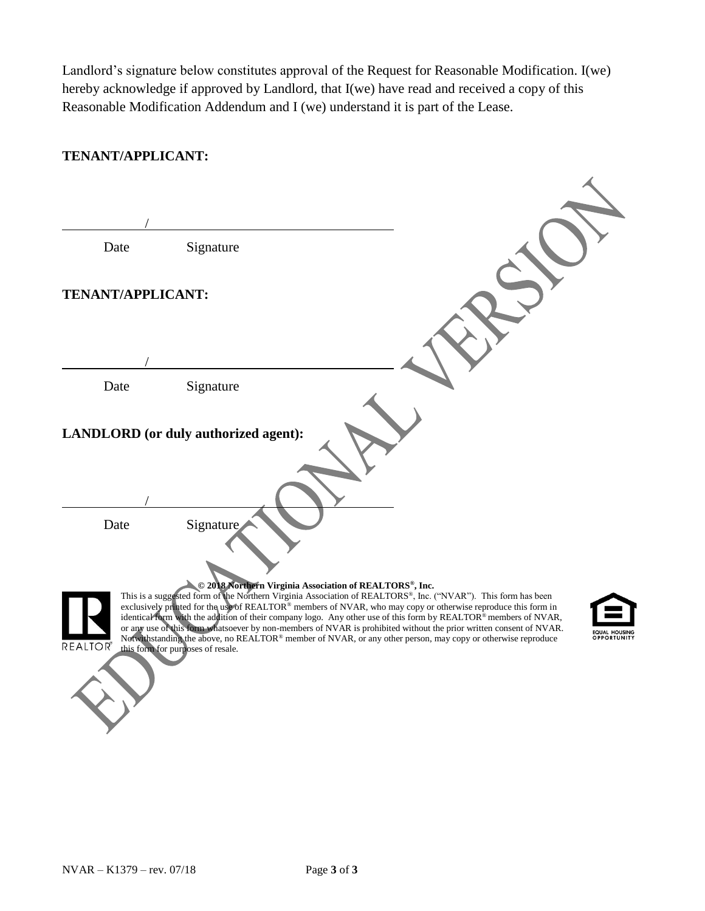Landlord's signature below constitutes approval of the Request for Reasonable Modification. I(we) hereby acknowledge if approved by Landlord, that I(we) have read and received a copy of this Reasonable Modification Addendum and I (we) understand it is part of the Lease.

**TENANT/APPLICANT:**

\_\_\_\_\_\_\_\_\_\_/\_\_\_\_\_\_\_\_\_\_\_\_\_\_\_\_\_\_\_\_\_\_\_\_\_\_\_\_\_\_

Date Signature

**TENANT/APPLICANT:**

\_\_\_\_\_\_\_\_\_\_/\_\_\_\_\_\_\_\_\_\_\_\_\_\_\_\_\_\_\_\_\_\_\_\_\_\_\_\_\_\_

Date Signature

**LANDLORD (or duly authorized agent):**

\_\_\_\_\_\_\_\_\_\_/\_\_\_\_\_\_\_\_\_\_\_\_\_\_\_\_\_\_\_\_\_\_\_\_\_\_\_\_\_\_

Date Signature

EDUCATIONAL VERSION

**© 2018 Northern Virginia Association of REALTORS®, Inc.**

This is a suggested form of the Northern Virginia Association of REALTORS®, Inc. ("NVAR"). This form has been exclusively printed for the use of REALTOR® members of NVAR, who may copy or otherwise reproduce this form in identical form with the addition of their company logo. Any other use of this form by REALTOR® members of NVAR, or any use of this form whatsoever by non-members of NVAR is prohibited without the prior written consent of NVAR. Notwithstanding the above, no REALTOR® member of NVAR, or any other person, may copy or otherwise reproduce this form for purposes of resale.

NVAR – K1379 – rev. 07/18